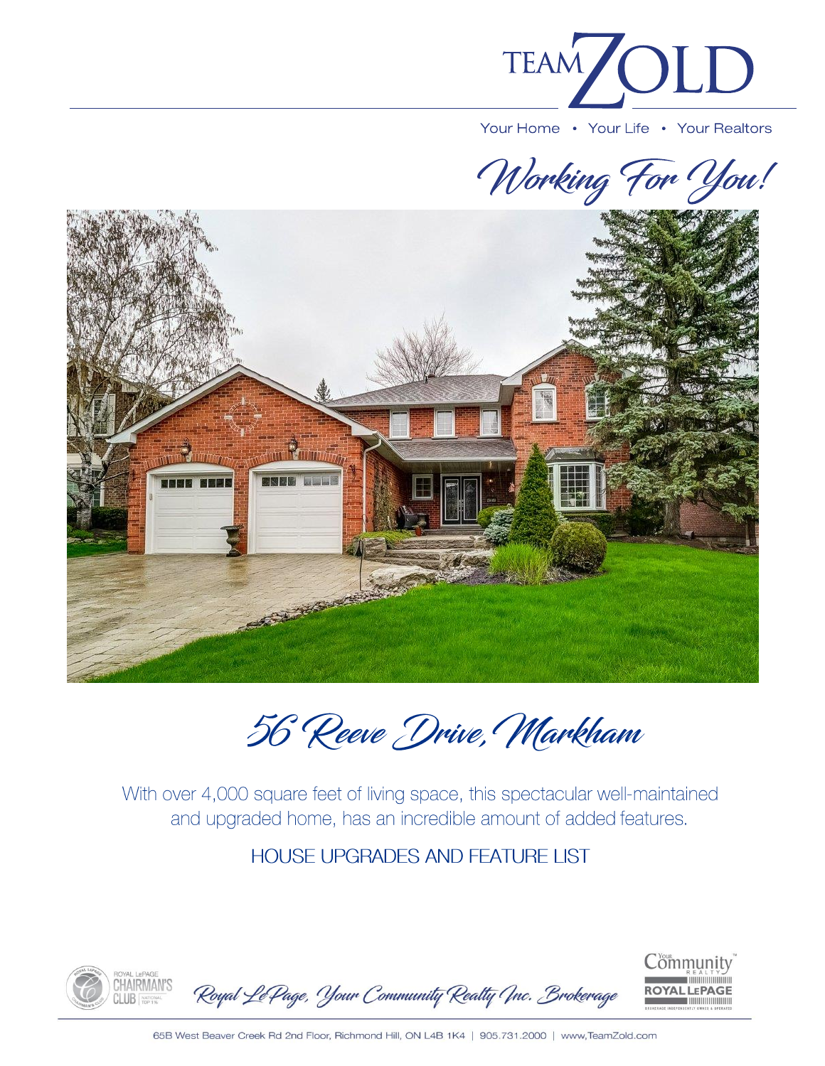TEAM ZOLD

Your Home • Your Life • Your Realtors

*Working For You!*

# 56 Reeve Drive, Markham

With over 4,000 square feet of living space, this spectacular well-maintained and upgraded home, has an incredible amount of added features.

## HOUSE UPGRADES AND FEATURE LIST

ROYAL LEPAGE CHAIRMAN'S CLUB NATIONAL TOP 1%

*Royal LePage, Your Community Realty Inc. Brokerage*

Your Community Realty ROYAL LEPAGE

65B West Beaver Creek Rd 2nd Floor, Richmond Hill, ON L4B 1K4 | 905.731.2000 | www.TeamZold.com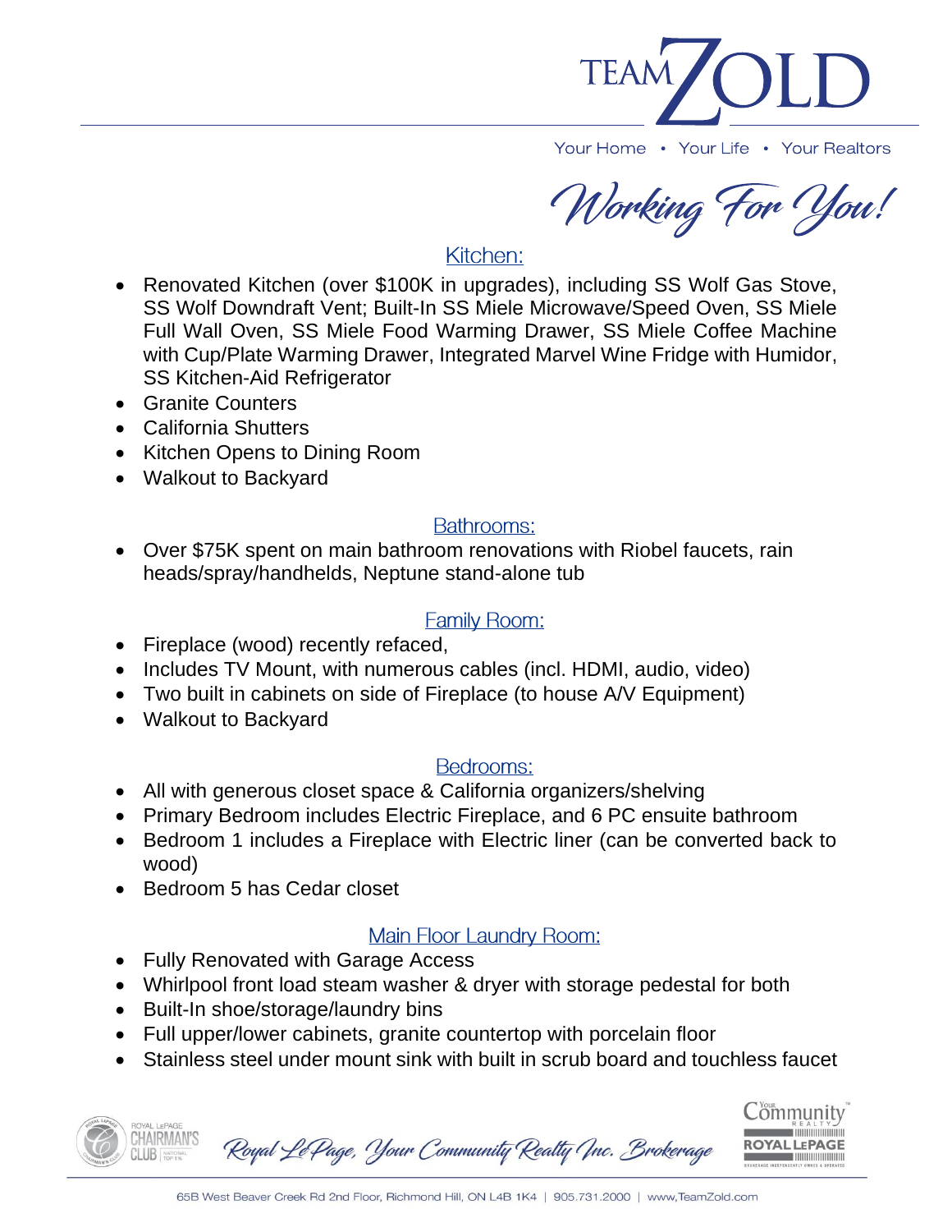## Kitchen:

- Renovated Kitchen (over $100K in upgrades), including SS Wolf Gas Stove, SS Wolf Downdraft Vent; Built-In SS Miele Microwave/Speed Oven, SS Miele Full Wall Oven, SS Miele Food Warming Drawer, SS Miele Coffee Machine with Cup/Plate Warming Drawer, Integrated Marvel Wine Fridge with Humidor, SS Kitchen-Aid Refrigerator
- Granite Counters
- California Shutters
- Kitchen Opens to Dining Room
- Walkout to Backyard

## Bathrooms:

- Over $75K spent on main bathroom renovations with Riobel faucets, rain heads/spray/handhelds, Neptune stand-alone tub

## Family Room:

- Fireplace (wood) recently refaced,
- Includes TV Mount, with numerous cables (incl. HDMI, audio, video)
- Two built in cabinets on side of Fireplace (to house A/V Equipment)
- Walkout to Backyard

## Bedrooms:

- All with generous closet space & California organizers/shelving
- Primary Bedroom includes Electric Fireplace, and 6 PC ensuite bathroom
- Bedroom 1 includes a Fireplace with Electric liner (can be converted back to wood)
- Bedroom 5 has Cedar closet

## Main Floor Laundry Room:

- Fully Renovated with Garage Access
- Whirlpool front load steam washer & dryer with storage pedestal for both
- Built-In shoe/storage/laundry bins
- Full upper/lower cabinets, granite countertop with porcelain floor
- Stainless steel under mount sink with built in scrub board and touchless faucet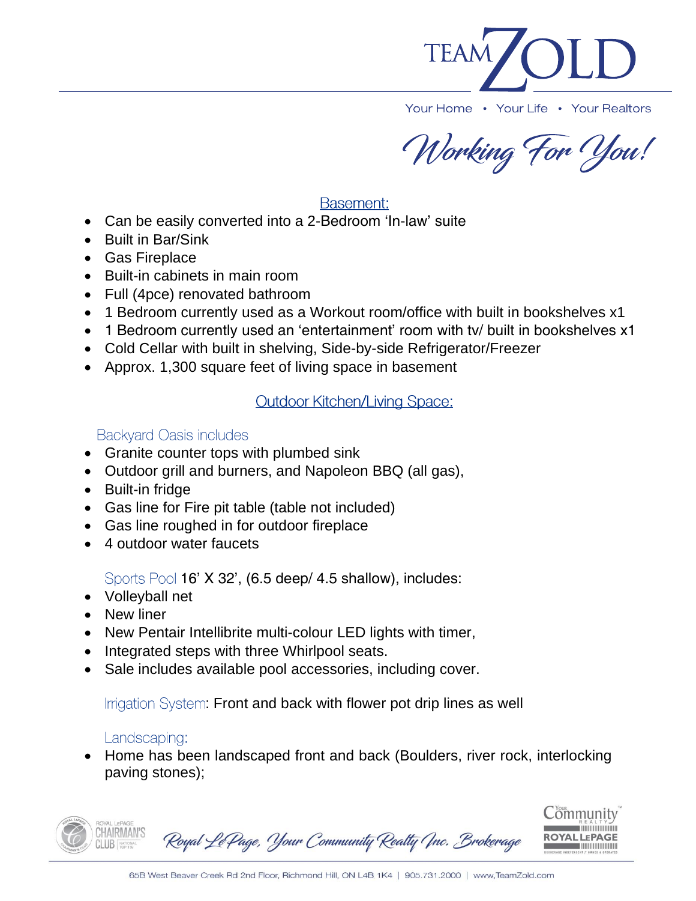## Basement:

- Can be easily converted into a 2-Bedroom 'In-law' suite
- Built in Bar/Sink
- Gas Fireplace
- Built-in cabinets in main room
- Full (4pce) renovated bathroom
- 1 Bedroom currently used as a Workout room/office with built in bookshelves x1
- 1 Bedroom currently used an 'entertainment' room with tv/ built in bookshelves x1
- Cold Cellar with built in shelving, Side-by-side Refrigerator/Freezer
- Approx. 1,300 square feet of living space in basement

## Outdoor Kitchen/Living Space:

### Backyard Oasis includes

- Granite counter tops with plumbed sink
- Outdoor grill and burners, and Napoleon BBQ (all gas),
- Built-in fridge
- Gas line for Fire pit table (table not included)
- Gas line roughed in for outdoor fireplace
- 4 outdoor water faucets

Sports Pool 16' X 32', (6.5 deep/ 4.5 shallow), includes:

- Volleyball net
- New liner
- New Pentair Intellibrite multi-colour LED lights with timer,
- Integrated steps with three Whirlpool seats.
- Sale includes available pool accessories, including cover.

Irrigation System: Front and back with flower pot drip lines as well

### Landscaping:

- Home has been landscaped front and back (Boulders, river rock, interlocking paving stones);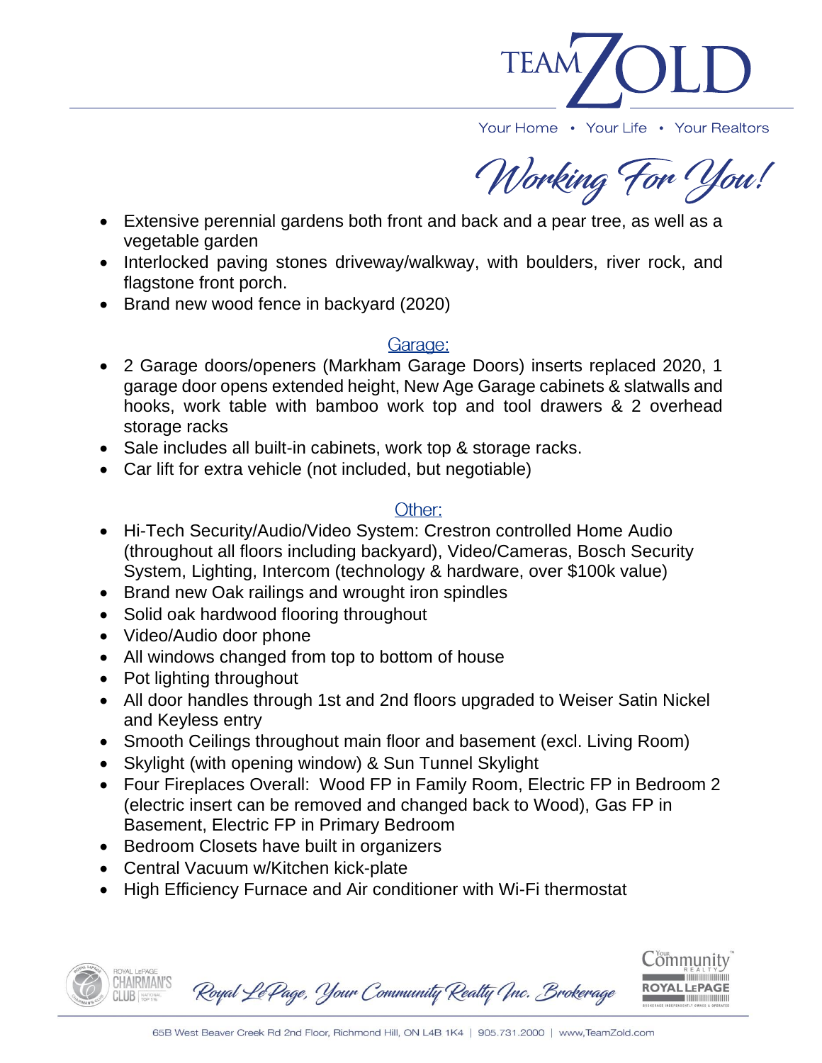- Extensive perennial gardens both front and back and a pear tree, as well as a vegetable garden
- Interlocked paving stones driveway/walkway, with boulders, river rock, and flagstone front porch.
- Brand new wood fence in backyard (2020)

## Garage:

- 2 Garage doors/openers (Markham Garage Doors) inserts replaced 2020, 1 garage door opens extended height, New Age Garage cabinets & slatwalls and hooks, work table with bamboo work top and tool drawers & 2 overhead storage racks
- Sale includes all built-in cabinets, work top & storage racks.
- Car lift for extra vehicle (not included, but negotiable)

## Other:

- Hi-Tech Security/Audio/Video System: Crestron controlled Home Audio (throughout all floors including backyard), Video/Cameras, Bosch Security System, Lighting, Intercom (technology & hardware, over $100k value)
- Brand new Oak railings and wrought iron spindles
- Solid oak hardwood flooring throughout
- Video/Audio door phone
- All windows changed from top to bottom of house
- Pot lighting throughout
- All door handles through 1st and 2nd floors upgraded to Weiser Satin Nickel and Keyless entry
- Smooth Ceilings throughout main floor and basement (excl. Living Room)
- Skylight (with opening window) & Sun Tunnel Skylight
- Four Fireplaces Overall: Wood FP in Family Room, Electric FP in Bedroom 2 (electric insert can be removed and changed back to Wood), Gas FP in Basement, Electric FP in Primary Bedroom
- Bedroom Closets have built in organizers
- Central Vacuum w/Kitchen kick-plate
- High Efficiency Furnace and Air conditioner with Wi-Fi thermostat